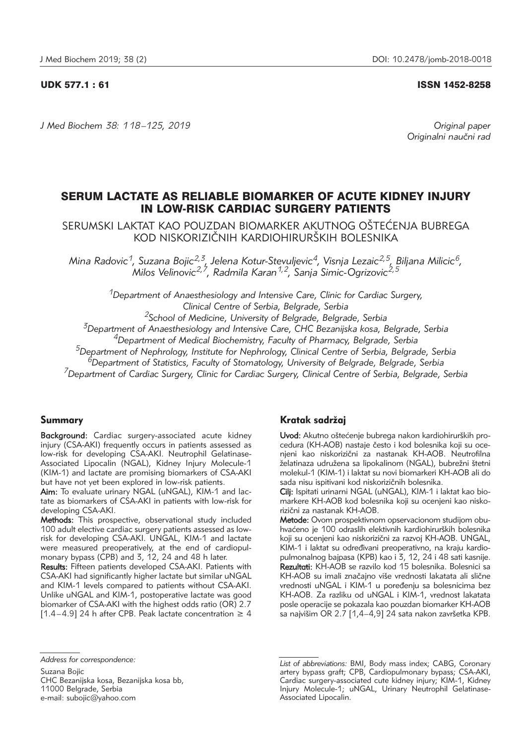UDK 577.1 : 61 ISSN 1452-8258

*Original paper*
*Originalni naučni rad*

# SERUM LACTATE AS RELIABLE BIOMARKER OF ACUTE KIDNEY INJURY IN LOW-RISK CARDIAC SURGERY PATIENTS

## SERUMSKI LAKTAT KAO POUZDAN BIOMARKER AKUTNOG OŠTEĆENJA BUBREGA KOD NISKORIZIČNIH KARDIOHIRURŠKIH BOLESNIKA

*Mina Radovic[1], Suzana Bojic[2,3], Jelena Kotur-Stevuljevic[4], Visnja Lezaic[2,5], Biljana Milicic[6], Milos Velinovic[2,7], Radmila Karan[1,2], Sanja Simic-Ogrizovic[2,5]*

[1]*Department of Anaesthesiology and Intensive Care, Clinic for Cardiac Surgery, Clinical Centre of Serbia, Belgrade, Serbia*
[2]*School of Medicine, University of Belgrade, Belgrade, Serbia*
[3]*Department of Anaesthesiology and Intensive Care, CHC Bezanijska kosa, Belgrade, Serbia*
[4]*Department of Medical Biochemistry, Faculty of Pharmacy, Belgrade, Serbia*
[5]*Department of Nephrology, Institute for Nephrology, Clinical Centre of Serbia, Belgrade, Serbia*
[6]*Department of Statistics, Faculty of Stomatology, University of Belgrade, Belgrade, Serbia*
[7]*Department of Cardiac Surgery, Clinic for Cardiac Surgery, Clinical Centre of Serbia, Belgrade, Serbia*

### Summary

**Background:** Cardiac surgery-associated acute kidney injury (CSA-AKI) frequently occurs in patients assessed as low-risk for developing CSA-AKI. Neutrophil Gelatinase-Associated Lipocalin (NGAL), Kidney Injury Molecule-1 (KIM-1) and lactate are promising biomarkers of CSA-AKI but have not yet been explored in low-risk patients.

**Aim:** To evaluate urinary NGAL (uNGAL), KIM-1 and lactate as biomarkers of CSA-AKI in patients with low-risk for developing CSA-AKI.

**Methods:** This prospective, observational study included 100 adult elective cardiac surgery patients assessed as low-risk for developing CSA-AKI. UNGAL, KIM-1 and lactate were measured preoperatively, at the end of cardiopulmonary bypass (CPB) and 3, 12, 24 and 48 h later.

**Results:** Fifteen patients developed CSA-AKI. Patients with CSA-AKI had significantly higher lactate but similar uNGAL and KIM-1 levels compared to patients without CSA-AKI. Unlike uNGAL and KIM-1, postoperative lactate was good biomarker of CSA-AKI with the highest odds ratio (OR) 2.7 [1.4–4.9] 24 h after CPB. Peak lactate concentration ≥ 4

### Kratak sadržaj

**Uvod:** Akutno oštećenje bubrega nakon kardiohirurških procedura (KH-AOB) nastaje često i kod bolesnika koji su ocenjeni kao niskorizični za nastanak KH-AOB. Neutrofilna želatinaza udružena sa lipokalinom (NGAL), bubrežni štetni molekul-1 (KIM-1) i laktat su novi biomarkeri KH-AOB ali do sada nisu ispitivani kod niskorizičnih bolesnika.

**Cilj:** Ispitati urinarni NGAL (uNGAL), KIM-1 i laktat kao biomarkere KH-AOB kod bolesnika koji su ocenjeni kao niskorizični za nastanak KH-AOB.

**Metode:** Ovom prospektivnom opservacionom studijom obuhvaćeno je 100 odraslih elektivnih kardiohirurških bolesnika koji su ocenjeni kao niskorizični za razvoj KH-AOB. UNGAL, KIM-1 i laktat su određivani preoperativno, na kraju kardiopulmonalnog bajpasa (KPB) kao i 3, 12, 24 i 48 sati kasnije.

**Rezultati:** KH-AOB se razvilo kod 15 bolesnika. Bolesnici sa KH-AOB su imali značajno više vrednosti lakatata ali slične vrednosti uNGAL i KIM-1 u poređenju sa bolesnicima bez KH-AOB. Za razliku od uNGAL i KIM-1, vrednost lakatata posle operacije se pokazala kao pouzdan biomarker KH-AOB sa najvišim OR 2.7 [1,4–4,9] 24 sata nakon završetka KPB.

*Address for correspondence:*

Suzana Bojic
CHC Bezanijska kosa, Bezanijska kosa bb,
11000 Belgrade, Serbia
e-mail: subojic@yahoo.com

*List of abbreviations:* BMI, Body mass index; CABG, Coronary artery bypass graft; CPB, Cardiopulmonary bypass; CSA-AKI, Cardiac surgery-associated cute kidney injury; KIM-1, Kidney Injury Molecule-1; uNGAL, Urinary Neutrophil Gelatinase-Associated Lipocalin.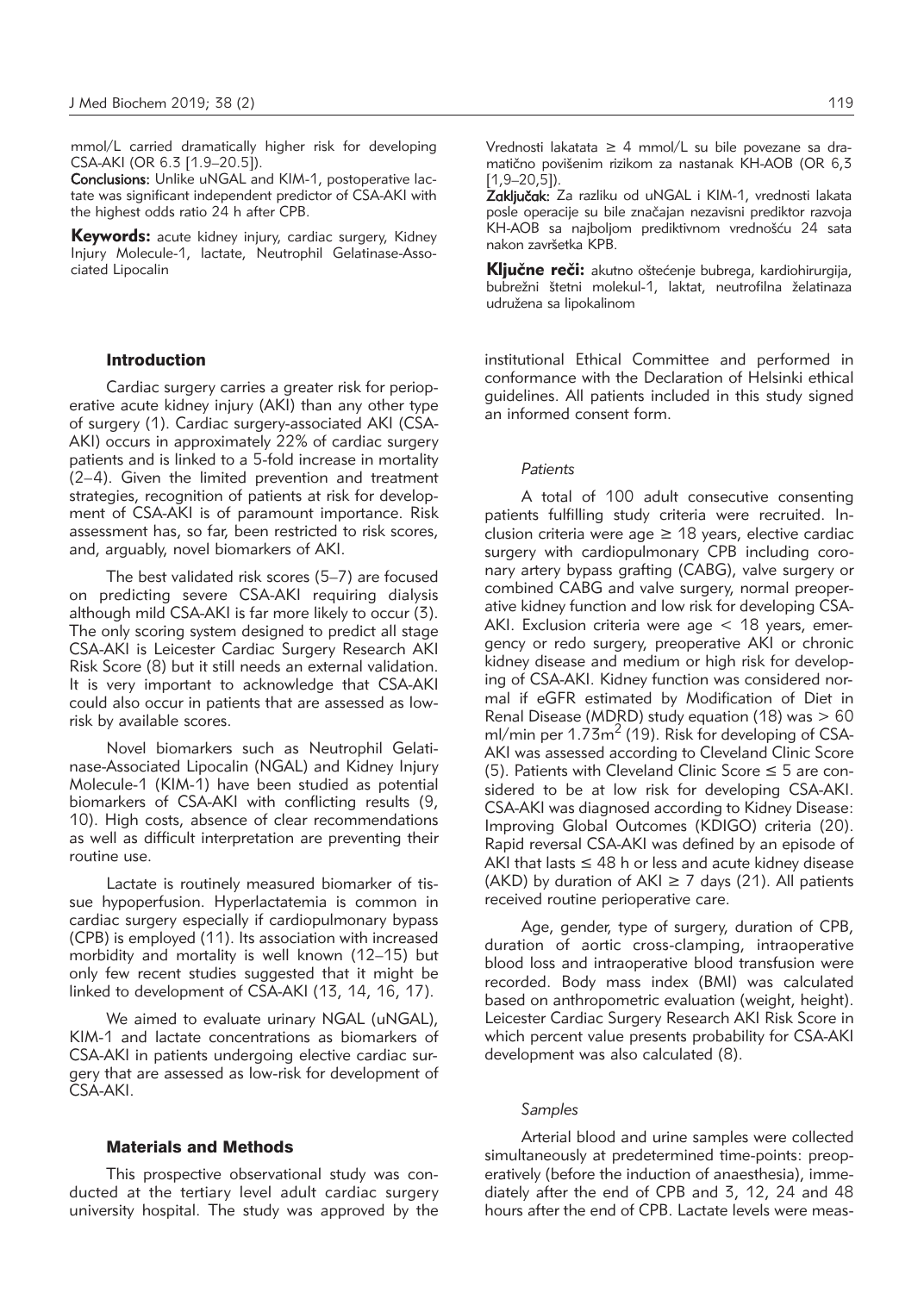mmol/L carried dramatically higher risk for developing CSA-AKI (OR 6.3 [1.9–20.5]).

**Conclusions:** Unlike uNGAL and KIM-1, postoperative lactate was significant independent predictor of CSA-AKI with the highest odds ratio 24 h after CPB.

**Keywords:** acute kidney injury, cardiac surgery, Kidney Injury Molecule-1, lactate, Neutrophil Gelatinase-Associated Lipocalin

Vrednosti lakatata ≥ 4 mmol/L su bile povezane sa dramatično povišenim rizikom za nastanak KH-AOB (OR 6,3 [1,9–20,5]).

**Zaključak:** Za razliku od uNGAL i KIM-1, vrednosti lakata posle operacije su bile značajan nezavisni prediktor razvoja KH-AOB sa najboljom prediktivnom vrednošću 24 sata nakon završetka KPB.

**Ključne reči:** akutno oštećenje bubrega, kardiohirurgija, bubrežni štetni molekul-1, laktat, neutrofilna želatinaza udružena sa lipokalinom

## Introduction

Cardiac surgery carries a greater risk for perioperative acute kidney injury (AKI) than any other type of surgery (1). Cardiac surgery-associated AKI (CSA-AKI) occurs in approximately 22% of cardiac surgery patients and is linked to a 5-fold increase in mortality (2–4). Given the limited prevention and treatment strategies, recognition of patients at risk for development of CSA-AKI is of paramount importance. Risk assessment has, so far, been restricted to risk scores, and, arguably, novel biomarkers of AKI.

The best validated risk scores (5–7) are focused on predicting severe CSA-AKI requiring dialysis although mild CSA-AKI is far more likely to occur (3). The only scoring system designed to predict all stage CSA-AKI is Leicester Cardiac Surgery Research AKI Risk Score (8) but it still needs an external validation. It is very important to acknowledge that CSA-AKI could also occur in patients that are assessed as low-risk by available scores.

Novel biomarkers such as Neutrophil Gelatinase-Associated Lipocalin (NGAL) and Kidney Injury Molecule-1 (KIM-1) have been studied as potential biomarkers of CSA-AKI with conflicting results (9, 10). High costs, absence of clear recommendations as well as difficult interpretation are preventing their routine use.

Lactate is routinely measured biomarker of tissue hypoperfusion. Hyperlactatemia is common in cardiac surgery especially if cardiopulmonary bypass (CPB) is employed (11). Its association with increased morbidity and mortality is well known (12–15) but only few recent studies suggested that it might be linked to development of CSA-AKI (13, 14, 16, 17).

We aimed to evaluate urinary NGAL (uNGAL), KIM-1 and lactate concentrations as biomarkers of CSA-AKI in patients undergoing elective cardiac surgery that are assessed as low-risk for development of CSA-AKI.

## Materials and Methods

This prospective observational study was conducted at the tertiary level adult cardiac surgery university hospital. The study was approved by the institutional Ethical Committee and performed in conformance with the Declaration of Helsinki ethical guidelines. All patients included in this study signed an informed consent form.

### *Patients*

A total of 100 adult consecutive consenting patients fulfilling study criteria were recruited. Inclusion criteria were age ≥ 18 years, elective cardiac surgery with cardiopulmonary CPB including coronary artery bypass grafting (CABG), valve surgery or combined CABG and valve surgery, normal preoperative kidney function and low risk for developing CSA-AKI. Exclusion criteria were age < 18 years, emergency or redo surgery, preoperative AKI or chronic kidney disease and medium or high risk for developing of CSA-AKI. Kidney function was considered normal if eGFR estimated by Modification of Diet in Renal Disease (MDRD) study equation (18) was > 60 ml/min per $1.73m^2$ (19). Risk for developing of CSA-AKI was assessed according to Cleveland Clinic Score (5). Patients with Cleveland Clinic Score ≤ 5 are considered to be at low risk for developing CSA-AKI. CSA-AKI was diagnosed according to Kidney Disease: Improving Global Outcomes (KDIGO) criteria (20). Rapid reversal CSA-AKI was defined by an episode of AKI that lasts ≤ 48 h or less and acute kidney disease (AKD) by duration of AKI ≥ 7 days (21). All patients received routine perioperative care.

Age, gender, type of surgery, duration of CPB, duration of aortic cross-clamping, intraoperative blood loss and intraoperative blood transfusion were recorded. Body mass index (BMI) was calculated based on anthropometric evaluation (weight, height). Leicester Cardiac Surgery Research AKI Risk Score in which percent value presents probability for CSA-AKI development was also calculated (8).

### *Samples*

Arterial blood and urine samples were collected simultaneously at predetermined time-points: preoperatively (before the induction of anaesthesia), immediately after the end of CPB and 3, 12, 24 and 48 hours after the end of CPB. Lactate levels were meas-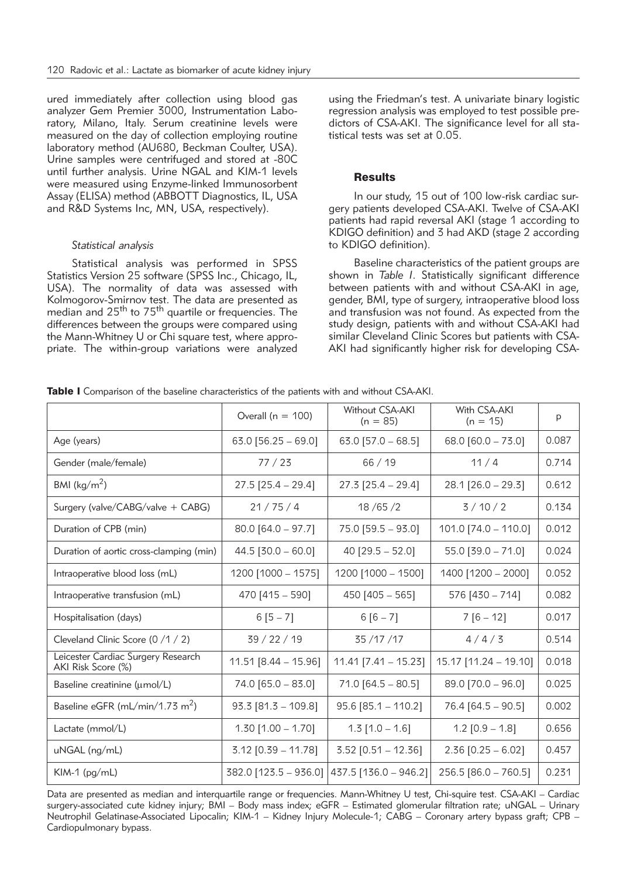ured immediately after collection using blood gas analyzer Gem Premier 3000, Instrumentation Laboratory, Milano, Italy. Serum creatinine levels were measured on the day of collection employing routine laboratory method (AU680, Beckman Coulter, USA). Urine samples were centrifuged and stored at -80C until further analysis. Urine NGAL and KIM-1 levels were measured using Enzyme-linked Immunosorbent Assay (ELISA) method (ABBOTT Diagnostics, IL, USA and R&D Systems Inc, MN, USA, respectively).

### *Statistical analysis*

Statistical analysis was performed in SPSS Statistics Version 25 software (SPSS Inc., Chicago, IL, USA). The normality of data was assessed with Kolmogorov-Smirnov test. The data are presented as median and $25^{th}$ to $75^{th}$ quartile or frequencies. The differences between the groups were compared using the Mann-Whitney U or Chi square test, where appropriate. The within-group variations were analyzed using the Friedman's test. A univariate binary logistic regression analysis was employed to test possible predictors of CSA-AKI. The significance level for all statistical tests was set at 0.05.

## Results

In our study, 15 out of 100 low-risk cardiac surgery patients developed CSA-AKI. Twelve of CSA-AKI patients had rapid reversal AKI (stage 1 according to KDIGO definition) and 3 had AKD (stage 2 according to KDIGO definition).

Baseline characteristics of the patient groups are shown in *Table I*. Statistically significant difference between patients with and without CSA-AKI in age, gender, BMI, type of surgery, intraoperative blood loss and transfusion was not found. As expected from the study design, patients with and without CSA-AKI had similar Cleveland Clinic Scores but patients with CSA-AKI had significantly higher risk for developing CSA-

**Table I** Comparison of the baseline characteristics of the patients with and without CSA-AKI.

| | Overall (n = 100) | Without CSA-AKI (n = 85) | With CSA-AKI (n = 15) | p |
|---|---|---|---|---|
| Age (years) | 63.0 [56.25 – 69.0] | 63.0 [57.0 – 68.5] | 68.0 [60.0 – 73.0] | 0.087 |
| Gender (male/female) | 77 / 23 | 66 / 19 | 11 / 4 | 0.714 |
| BMI (kg/m$^2$) | 27.5 [25.4 – 29.4] | 27.3 [25.4 – 29.4] | 28.1 [26.0 – 29.3] | 0.612 |
| Surgery (valve/CABG/valve + CABG) | 21 / 75 / 4 | 18 /65 /2 | 3 / 10 / 2 | 0.134 |
| Duration of CPB (min) | 80.0 [64.0 – 97.7] | 75.0 [59.5 – 93.0] | 101.0 [74.0 – 110.0] | 0.012 |
| Duration of aortic cross-clamping (min) | 44.5 [30.0 – 60.0] | 40 [29.5 – 52.0] | 55.0 [39.0 – 71.0] | 0.024 |
| Intraoperative blood loss (mL) | 1200 [1000 – 1575] | 1200 [1000 – 1500] | 1400 [1200 – 2000] | 0.052 |
| Intraoperative transfusion (mL) | 470 [415 – 590] | 450 [405 – 565] | 576 [430 – 714] | 0.082 |
| Hospitalisation (days) | 6 [5 – 7] | 6 [6 – 7] | 7 [6 – 12] | 0.017 |
| Cleveland Clinic Score (0 /1 / 2) | 39 / 22 / 19 | 35 /17 /17 | 4 / 4 / 3 | 0.514 |
| Leicester Cardiac Surgery Research AKI Risk Score (%) | 11.51 [8.44 – 15.96] | 11.41 [7.41 – 15.23] | 15.17 [11.24 – 19.10] | 0.018 |
| Baseline creatinine (μmol/L) | 74.0 [65.0 – 83.0] | 71.0 [64.5 – 80.5] | 89.0 [70.0 – 96.0] | 0.025 |
| Baseline eGFR (mL/min/1.73 m$^2$) | 93.3 [81.3 – 109.8] | 95.6 [85.1 – 110.2] | 76.4 [64.5 – 90.5] | 0.002 |
| Lactate (mmol/L) | 1.30 [1.00 – 1.70] | 1.3 [1.0 – 1.6] | 1.2 [0.9 – 1.8] | 0.656 |
| uNGAL (ng/mL) | 3.12 [0.39 – 11.78] | 3.52 [0.51 – 12.36] | 2.36 [0.25 – 6.02] | 0.457 |
| KIM-1 (pg/mL) | 382.0 [123.5 – 936.0] | 437.5 [136.0 – 946.2] | 256.5 [86.0 – 760.5] | 0.231 |

Data are presented as median and interquartile range or frequencies. Mann-Whitney U test, Chi-squire test. CSA-AKI – Cardiac surgery-associated cute kidney injury; BMI – Body mass index; eGFR – Estimated glomerular filtration rate; uNGAL – Urinary Neutrophil Gelatinase-Associated Lipocalin; KIM-1 – Kidney Injury Molecule-1; CABG – Coronary artery bypass graft; CPB – Cardiopulmonary bypass.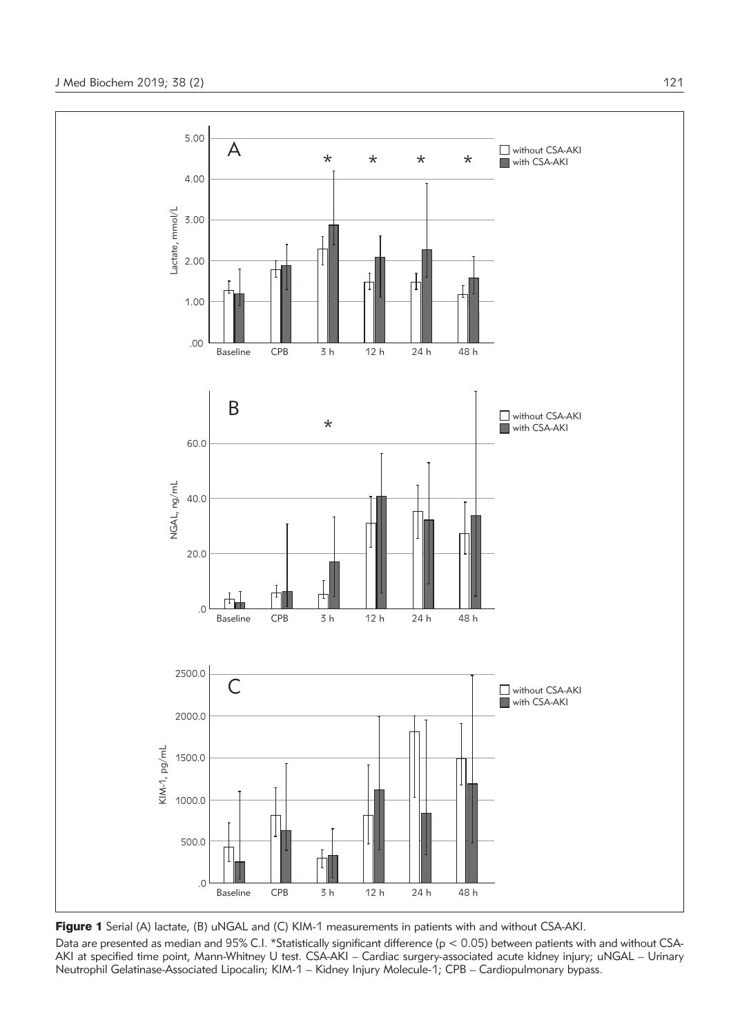**Figure 1** Serial (A) lactate, (B) uNGAL and (C) KIM-1 measurements in patients with and without CSA-AKI.

Data are presented as median and 95% C.I. *Statistically significant difference ($p < 0.05$) between patients with and without CSA-AKI at specified time point, Mann-Whitney U test. CSA-AKI – Cardiac surgery-associated acute kidney injury; uNGAL – Urinary Neutrophil Gelatinase-Associated Lipocalin; KIM-1 – Kidney Injury Molecule-1; CPB – Cardiopulmonary bypass.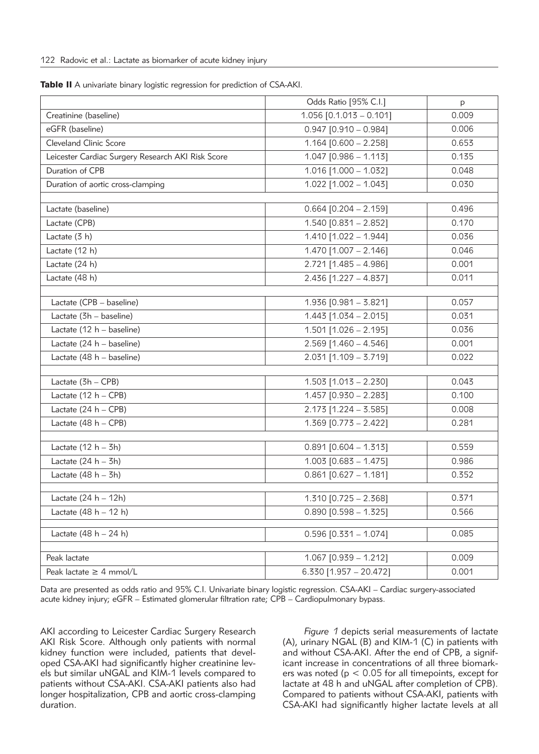**Table II** A univariate binary logistic regression for prediction of CSA-AKI.

| | Odds Ratio [95% C.I.] | p |
|---|---|---|
| Creatinine (baseline) | 1.056 [0.1.013 – 0.101] | 0.009 |
| eGFR (baseline) | 0.947 [0.910 – 0.984] | 0.006 |
| Cleveland Clinic Score | 1.164 [0.600 – 2.258] | 0.653 |
| Leicester Cardiac Surgery Research AKI Risk Score | 1.047 [0.986 – 1.113] | 0.135 |
| Duration of CPB | 1.016 [1.000 – 1.032] | 0.048 |
| Duration of aortic cross-clamping | 1.022 [1.002 – 1.043] | 0.030 |
| | | |
| Lactate (baseline) | 0.664 [0.204 – 2.159] | 0.496 |
| Lactate (CPB) | 1.540 [0.831 – 2.852] | 0.170 |
| Lactate (3 h) | 1.410 [1.022 – 1.944] | 0.036 |
| Lactate (12 h) | 1.470 [1.007 – 2.146] | 0.046 |
| Lactate (24 h) | 2.721 [1.485 – 4.986] | 0.001 |
| Lactate (48 h) | 2.436 [1.227 – 4.837] | 0.011 |
| | | |
| Lactate (CPB – baseline) | 1.936 [0.981 – 3.821] | 0.057 |
| Lactate (3h – baseline) | 1.443 [1.034 – 2.015] | 0.031 |
| Lactate (12 h – baseline) | 1.501 [1.026 – 2.195] | 0.036 |
| Lactate (24 h – baseline) | 2.569 [1.460 – 4.546] | 0.001 |
| Lactate (48 h – baseline) | 2.031 [1.109 – 3.719] | 0.022 |
| | | |
| Lactate (3h – CPB) | 1.503 [1.013 – 2.230] | 0.043 |
| Lactate (12 h – CPB) | 1.457 [0.930 – 2.283] | 0.100 |
| Lactate (24 h – CPB) | 2.173 [1.224 – 3.585] | 0.008 |
| Lactate (48 h – CPB) | 1.369 [0.773 – 2.422] | 0.281 |
| | | |
| Lactate (12 h – 3h) | 0.891 [0.604 – 1.313] | 0.559 |
| Lactate (24 h – 3h) | 1.003 [0.683 – 1.475] | 0.986 |
| Lactate (48 h – 3h) | 0.861 [0.627 – 1.181] | 0.352 |
| | | |
| Lactate (24 h – 12h) | 1.310 [0.725 – 2.368] | 0.371 |
| Lactate (48 h – 12 h) | 0.890 [0.598 – 1.325] | 0.566 |
| | | |
| Lactate (48 h – 24 h) | 0.596 [0.331 – 1.074] | 0.085 |
| | | |
| Peak lactate | 1.067 [0.939 – 1.212] | 0.009 |
| Peak lactate ≥ 4 mmol/L | 6.330 [1.957 – 20.472] | 0.001 |

Data are presented as odds ratio and 95% C.I. Univariate binary logistic regression. CSA-AKI – Cardiac surgery-associated acute kidney injury; eGFR – Estimated glomerular filtration rate; CPB – Cardiopulmonary bypass.

AKI according to Leicester Cardiac Surgery Research AKI Risk Score. Although only patients with normal kidney function were included, patients that developed CSA-AKI had significantly higher creatinine levels but similar uNGAL and KIM-1 levels compared to patients without CSA-AKI. CSA-AKI patients also had longer hospitalization, CPB and aortic cross-clamping duration.

*Figure 1* depicts serial measurements of lactate (A), urinary NGAL (B) and KIM-1 (C) in patients with and without CSA-AKI. After the end of CPB, a significant increase in concentrations of all three biomarkers was noted ($p < 0.05$ for all timepoints, except for lactate at 48 h and uNGAL after completion of CPB). Compared to patients without CSA-AKI, patients with CSA-AKI had significantly higher lactate levels at all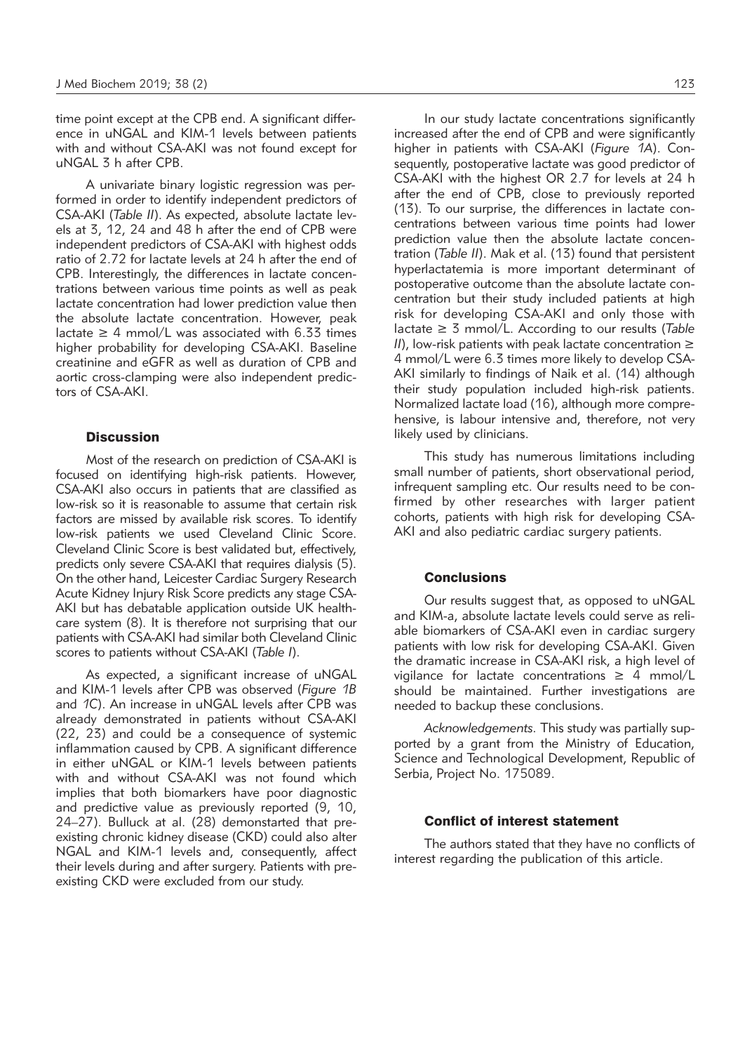time point except at the CPB end. A significant difference in uNGAL and KIM-1 levels between patients with and without CSA-AKI was not found except for uNGAL 3 h after CPB.

A univariate binary logistic regression was performed in order to identify independent predictors of CSA-AKI (*Table II*). As expected, absolute lactate levels at 3, 12, 24 and 48 h after the end of CPB were independent predictors of CSA-AKI with highest odds ratio of 2.72 for lactate levels at 24 h after the end of CPB. Interestingly, the differences in lactate concentrations between various time points as well as peak lactate concentration had lower prediction value then the absolute lactate concentration. However, peak lactate ≥ 4 mmol/L was associated with 6.33 times higher probability for developing CSA-AKI. Baseline creatinine and eGFR as well as duration of CPB and aortic cross-clamping were also independent predictors of CSA-AKI.

## Discussion

Most of the research on prediction of CSA-AKI is focused on identifying high-risk patients. However, CSA-AKI also occurs in patients that are classified as low-risk so it is reasonable to assume that certain risk factors are missed by available risk scores. To identify low-risk patients we used Cleveland Clinic Score. Cleveland Clinic Score is best validated but, effectively, predicts only severe CSA-AKI that requires dialysis (5). On the other hand, Leicester Cardiac Surgery Research Acute Kidney Injury Risk Score predicts any stage CSA-AKI but has debatable application outside UK healthcare system (8). It is therefore not surprising that our patients with CSA-AKI had similar both Cleveland Clinic scores to patients without CSA-AKI (*Table I*).

As expected, a significant increase of uNGAL and KIM-1 levels after CPB was observed (*Figure 1B* and *1C*). An increase in uNGAL levels after CPB was already demonstrated in patients without CSA-AKI (22, 23) and could be a consequence of systemic inflammation caused by CPB. A significant difference in either uNGAL or KIM-1 levels between patients with and without CSA-AKI was not found which implies that both biomarkers have poor diagnostic and predictive value as previously reported (9, 10, 24–27). Bulluck at al. (28) demonstarted that preexisting chronic kidney disease (CKD) could also alter NGAL and KIM-1 levels and, consequently, affect their levels during and after surgery. Patients with preexisting CKD were excluded from our study.

In our study lactate concentrations significantly increased after the end of CPB and were significantly higher in patients with CSA-AKI (*Figure 1A*). Consequently, postoperative lactate was good predictor of CSA-AKI with the highest OR 2.7 for levels at 24 h after the end of CPB, close to previously reported (13). To our surprise, the differences in lactate concentrations between various time points had lower prediction value then the absolute lactate concentration (*Table II*). Mak et al. (13) found that persistent hyperlactatemia is more important determinant of postoperative outcome than the absolute lactate concentration but their study included patients at high risk for developing CSA-AKI and only those with lactate ≥ 3 mmol/L. According to our results (*Table II*), low-risk patients with peak lactate concentration ≥ 4 mmol/L were 6.3 times more likely to develop CSA-AKI similarly to findings of Naik et al. (14) although their study population included high-risk patients. Normalized lactate load (16), although more comprehensive, is labour intensive and, therefore, not very likely used by clinicians.

This study has numerous limitations including small number of patients, short observational period, infrequent sampling etc. Our results need to be confirmed by other researches with larger patient cohorts, patients with high risk for developing CSA-AKI and also pediatric cardiac surgery patients.

## Conclusions

Our results suggest that, as opposed to uNGAL and KIM-a, absolute lactate levels could serve as reliable biomarkers of CSA-AKI even in cardiac surgery patients with low risk for developing CSA-AKI. Given the dramatic increase in CSA-AKI risk, a high level of vigilance for lactate concentrations ≥ 4 mmol/L should be maintained. Further investigations are needed to backup these conclusions.

*Acknowledgements.* This study was partially supported by a grant from the Ministry of Education, Science and Technological Development, Republic of Serbia, Project No. 175089.

## Conflict of interest statement

The authors stated that they have no conflicts of interest regarding the publication of this article.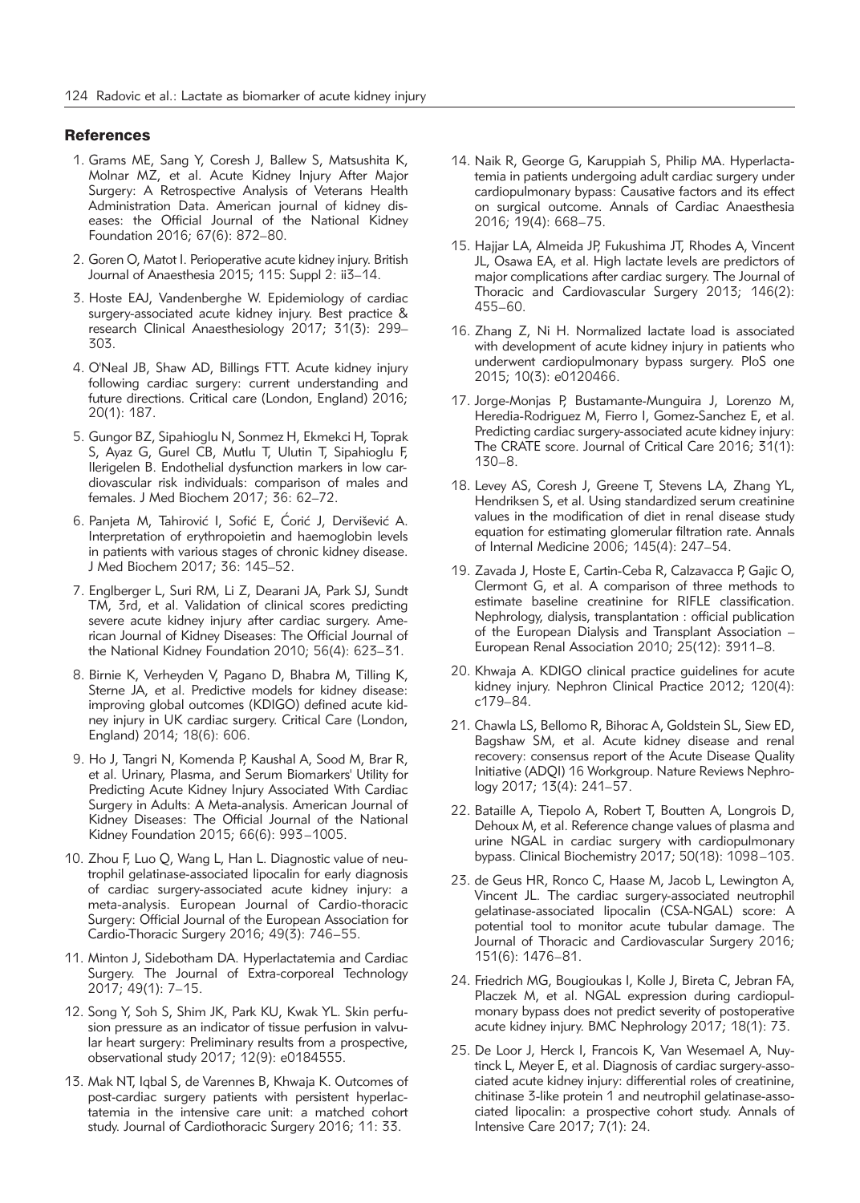## References

1. Grams ME, Sang Y, Coresh J, Ballew S, Matsushita K, Molnar MZ, et al. Acute Kidney Injury After Major Surgery: A Retrospective Analysis of Veterans Health Administration Data. American journal of kidney diseases: the Official Journal of the National Kidney Foundation 2016; 67(6): 872–80.
2. Goren O, Matot I. Perioperative acute kidney injury. British Journal of Anaesthesia 2015; 115: Suppl 2: ii3–14.
3. Hoste EAJ, Vandenberghe W. Epidemiology of cardiac surgery-associated acute kidney injury. Best practice & research Clinical Anaesthesiology 2017; 31(3): 299–303.
4. O'Neal JB, Shaw AD, Billings FTT. Acute kidney injury following cardiac surgery: current understanding and future directions. Critical care (London, England) 2016; 20(1): 187.
5. Gungor BZ, Sipahioglu N, Sonmez H, Ekmekci H, Toprak S, Ayaz G, Gurel CB, Mutlu T, Ulutin T, Sipahioglu F, Ilerigelen B. Endothelial dysfunction markers in low cardiovascular risk individuals: comparison of males and females. J Med Biochem 2017; 36: 62–72.
6. Panjeta M, Tahirović I, Sofić E, Ćorić J, Dervišević A. Interpretation of erythropoietin and haemoglobin levels in patients with various stages of chronic kidney disease. J Med Biochem 2017; 36: 145–52.
7. Englberger L, Suri RM, Li Z, Dearani JA, Park SJ, Sundt TM, 3rd, et al. Validation of clinical scores predicting severe acute kidney injury after cardiac surgery. American Journal of Kidney Diseases: The Official Journal of the National Kidney Foundation 2010; 56(4): 623–31.
8. Birnie K, Verheyden V, Pagano D, Bhabra M, Tilling K, Sterne JA, et al. Predictive models for kidney disease: improving global outcomes (KDIGO) defined acute kidney injury in UK cardiac surgery. Critical Care (London, England) 2014; 18(6): 606.
9. Ho J, Tangri N, Komenda P, Kaushal A, Sood M, Brar R, et al. Urinary, Plasma, and Serum Biomarkers' Utility for Predicting Acute Kidney Injury Associated With Cardiac Surgery in Adults: A Meta-analysis. American Journal of Kidney Diseases: The Official Journal of the National Kidney Foundation 2015; 66(6): 993–1005.
10. Zhou F, Luo Q, Wang L, Han L. Diagnostic value of neutrophil gelatinase-associated lipocalin for early diagnosis of cardiac surgery-associated acute kidney injury: a meta-analysis. European Journal of Cardio-thoracic Surgery: Official Journal of the European Association for Cardio-Thoracic Surgery 2016; 49(3): 746–55.
11. Minton J, Sidebotham DA. Hyperlactatemia and Cardiac Surgery. The Journal of Extra-corporeal Technology 2017; 49(1): 7–15.
12. Song Y, Soh S, Shim JK, Park KU, Kwak YL. Skin perfusion pressure as an indicator of tissue perfusion in valvular heart surgery: Preliminary results from a prospective, observational study 2017; 12(9): e0184555.
13. Mak NT, Iqbal S, de Varennes B, Khwaja K. Outcomes of post-cardiac surgery patients with persistent hyperlactatemia in the intensive care unit: a matched cohort study. Journal of Cardiothoracic Surgery 2016; 11: 33.
14. Naik R, George G, Karuppiah S, Philip MA. Hyperlactatemia in patients undergoing adult cardiac surgery under cardiopulmonary bypass: Causative factors and its effect on surgical outcome. Annals of Cardiac Anaesthesia 2016; 19(4): 668–75.
15. Hajjar LA, Almeida JP, Fukushima JT, Rhodes A, Vincent JL, Osawa EA, et al. High lactate levels are predictors of major complications after cardiac surgery. The Journal of Thoracic and Cardiovascular Surgery 2013; 146(2): 455–60.
16. Zhang Z, Ni H. Normalized lactate load is associated with development of acute kidney injury in patients who underwent cardiopulmonary bypass surgery. PloS one 2015; 10(3): e0120466.
17. Jorge-Monjas P, Bustamante-Munguira J, Lorenzo M, Heredia-Rodriguez M, Fierro I, Gomez-Sanchez E, et al. Predicting cardiac surgery-associated acute kidney injury: The CRATE score. Journal of Critical Care 2016; 31(1): 130–8.
18. Levey AS, Coresh J, Greene T, Stevens LA, Zhang YL, Hendriksen S, et al. Using standardized serum creatinine values in the modification of diet in renal disease study equation for estimating glomerular filtration rate. Annals of Internal Medicine 2006; 145(4): 247–54.
19. Zavada J, Hoste E, Cartin-Ceba R, Calzavacca P, Gajic O, Clermont G, et al. A comparison of three methods to estimate baseline creatinine for RIFLE classification. Nephrology, dialysis, transplantation : official publication of the European Dialysis and Transplant Association – European Renal Association 2010; 25(12): 3911–8.
20. Khwaja A. KDIGO clinical practice guidelines for acute kidney injury. Nephron Clinical Practice 2012; 120(4): c179–84.
21. Chawla LS, Bellomo R, Bihorac A, Goldstein SL, Siew ED, Bagshaw SM, et al. Acute kidney disease and renal recovery: consensus report of the Acute Disease Quality Initiative (ADQI) 16 Workgroup. Nature Reviews Nephrology 2017; 13(4): 241–57.
22. Bataille A, Tiepolo A, Robert T, Boutten A, Longrois D, Dehoux M, et al. Reference change values of plasma and urine NGAL in cardiac surgery with cardiopulmonary bypass. Clinical Biochemistry 2017; 50(18): 1098–103.
23. de Geus HR, Ronco C, Haase M, Jacob L, Lewington A, Vincent JL. The cardiac surgery-associated neutrophil gelatinase-associated lipocalin (CSA-NGAL) score: A potential tool to monitor acute tubular damage. The Journal of Thoracic and Cardiovascular Surgery 2016; 151(6): 1476–81.
24. Friedrich MG, Bougioukas I, Kolle J, Bireta C, Jebran FA, Placzek M, et al. NGAL expression during cardiopulmonary bypass does not predict severity of postoperative acute kidney injury. BMC Nephrology 2017; 18(1): 73.
25. De Loor J, Herck I, Francois K, Van Wesemael A, Nuytinck L, Meyer E, et al. Diagnosis of cardiac surgery-associated acute kidney injury: differential roles of creatinine, chitinase 3-like protein 1 and neutrophil gelatinase-associated lipocalin: a prospective cohort study. Annals of Intensive Care 2017; 7(1): 24.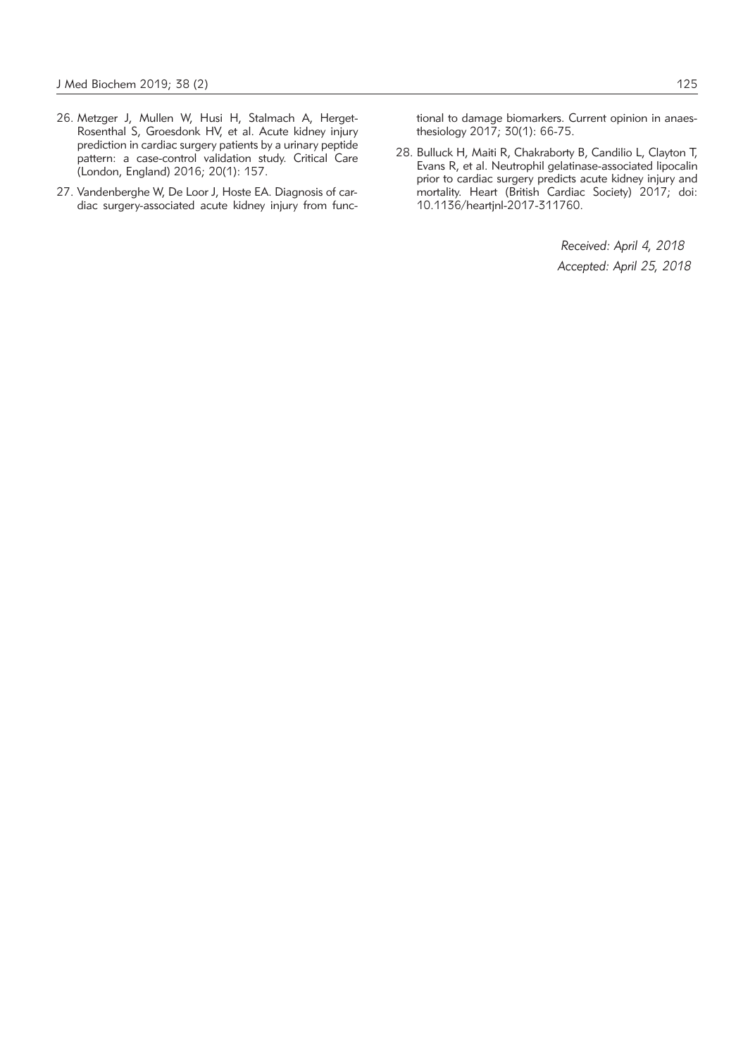26. Metzger J, Mullen W, Husi H, Stalmach A, Herget-Rosenthal S, Groesdonk HV, et al. Acute kidney injury prediction in cardiac surgery patients by a urinary peptide pattern: a case-control validation study. Critical Care (London, England) 2016; 20(1): 157.
27. Vandenberghe W, De Loor J, Hoste EA. Diagnosis of cardiac surgery-associated acute kidney injury from functional to damage biomarkers. Current opinion in anaesthesiology 2017; 30(1): 66-75.
28. Bulluck H, Maiti R, Chakraborty B, Candilio L, Clayton T, Evans R, et al. Neutrophil gelatinase-associated lipocalin prior to cardiac surgery predicts acute kidney injury and mortality. Heart (British Cardiac Society) 2017; doi: 10.1136/heartjnl-2017-311760.

*Received: April 4, 2018*
*Accepted: April 25, 2018*